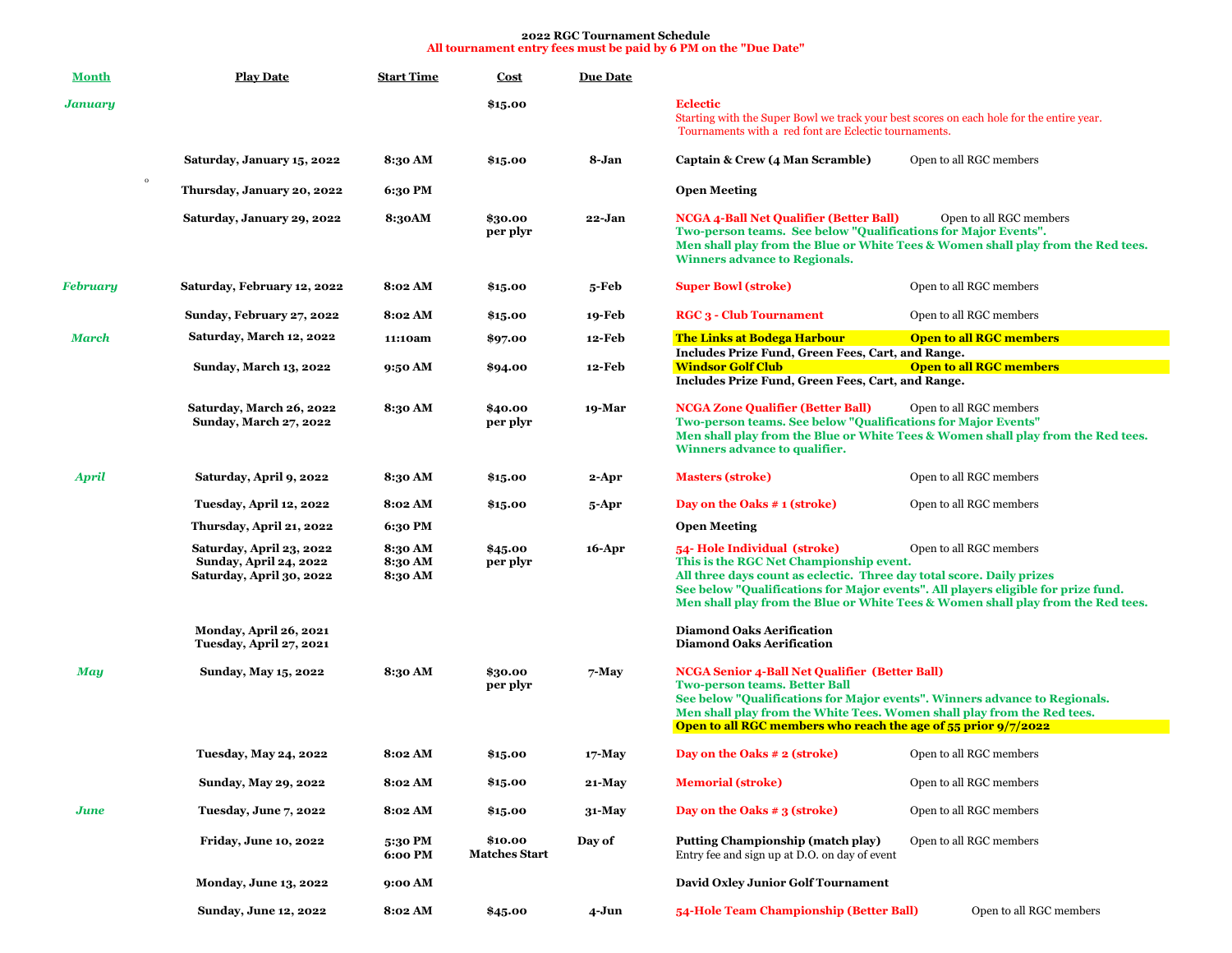**2022 RGC Tournament Schedule**
**All tournament entry fees must be paid by 6 PM on the "Due Date"**

| Month | Play Date | Start Time | Cost | Due Date | Event | |
|---|---|---|---|---|---|---|
| *January* | | | $15.00 | | **Eclectic**<br>Starting with the Super Bowl we track your best scores on each hole for the entire year.<br>Tournaments with a red font are Eclectic tournaments. | |
| | **Saturday, January 15, 2022** | **8:30 AM** | **$15.00** | **8-Jan** | **Captain & Crew (4 Man Scramble)** | Open to all RGC members |
| | **Thursday, January 20, 2022** | **6:30 PM** | | | **Open Meeting** | |
| | **Saturday, January 29, 2022** | **8:30AM** | **$30.00 per plyr** | **22-Jan** | **NCGA 4-Ball Net Qualifier (Better Ball)**<br>**Two-person teams. See below "Qualifications for Major Events".**<br>**Men shall play from the Blue or White Tees & Women shall play from the Red tees.**<br>**Winners advance to Regionals.** | Open to all RGC members |
| *February* | **Saturday, February 12, 2022** | **8:02 AM** | **$15.00** | **5-Feb** | **Super Bowl (stroke)** | Open to all RGC members |
| | **Sunday, February 27, 2022** | **8:02 AM** | **$15.00** | **19-Feb** | **RGC 3 - Club Tournament** | Open to all RGC members |
| *March* | **Saturday, March 12, 2022** | **11:10am** | **$97.00** | **12-Feb** | **The Links at Bodega Harbour**<br>**Includes Prize Fund, Green Fees, Cart, and Range.** | **Open to all RGC members** |
| | **Sunday, March 13, 2022** | **9:50 AM** | **$94.00** | **12-Feb** | **Windsor Golf Club**<br>**Includes Prize Fund, Green Fees, Cart, and Range.** | **Open to all RGC members** |
| | **Saturday, March 26, 2022**<br>**Sunday, March 27, 2022** | **8:30 AM** | **$40.00 per plyr** | **19-Mar** | **NCGA Zone Qualifier (Better Ball)**<br>**Two-person teams. See below "Qualifications for Major Events"**<br>**Men shall play from the Blue or White Tees & Women shall play from the Red tees.**<br>**Winners advance to qualifier.** | Open to all RGC members |
| *April* | **Saturday, April 9, 2022** | **8:30 AM** | **$15.00** | **2-Apr** | **Masters (stroke)** | Open to all RGC members |
| | **Tuesday, April 12, 2022** | **8:02 AM** | **$15.00** | **5-Apr** | **Day on the Oaks # 1 (stroke)** | Open to all RGC members |
| | **Thursday, April 21, 2022** | **6:30 PM** | | | **Open Meeting** | |
| | **Saturday, April 23, 2022**<br>**Sunday, April 24, 2022**<br>**Saturday, April 30, 2022** | **8:30 AM**<br>**8:30 AM**<br>**8:30 AM** | **$45.00 per plyr** | **16-Apr** | **54- Hole Individual (stroke)**<br>**This is the RGC Net Championship event.**<br>**All three days count as eclectic. Three day total score. Daily prizes**<br>**See below "Qualifications for Major events". All players eligible for prize fund.**<br>**Men shall play from the Blue or White Tees & Women shall play from the Red tees.** | Open to all RGC members |
| | **Monday, April 26, 2021**<br>**Tuesday, April 27, 2021** | | | | **Diamond Oaks Aerification**<br>**Diamond Oaks Aerification** | |
| *May* | **Sunday, May 15, 2022** | **8:30 AM** | **$30.00 per plyr** | **7-May** | **NCGA Senior 4-Ball Net Qualifier (Better Ball)**<br>**Two-person teams. Better Ball**<br>**See below "Qualifications for Major events". Winners advance to Regionals.**<br>**Men shall play from the White Tees. Women shall play from the Red tees.**<br>**Open to all RGC members who reach the age of 55 prior 9/7/2022** | |
| | **Tuesday, May 24, 2022** | **8:02 AM** | **$15.00** | **17-May** | **Day on the Oaks # 2 (stroke)** | Open to all RGC members |
| | **Sunday, May 29, 2022** | **8:02 AM** | **$15.00** | **21-May** | **Memorial (stroke)** | Open to all RGC members |
| *June* | **Tuesday, June 7, 2022** | **8:02 AM** | **$15.00** | **31-May** | **Day on the Oaks # 3 (stroke)** | Open to all RGC members |
| | **Friday, June 10, 2022** | **5:30 PM**<br>**6:00 PM** | **$10.00**<br>**Matches Start** | **Day of** | **Putting Championship (match play)**<br>Entry fee and sign up at D.O. on day of event | Open to all RGC members |
| | **Monday, June 13, 2022** | **9:00 AM** | | | **David Oxley Junior Golf Tournament** | |
| | **Sunday, June 12, 2022** | **8:02 AM** | **$45.00** | **4-Jun** | **54-Hole Team Championship (Better Ball)** | Open to all RGC members |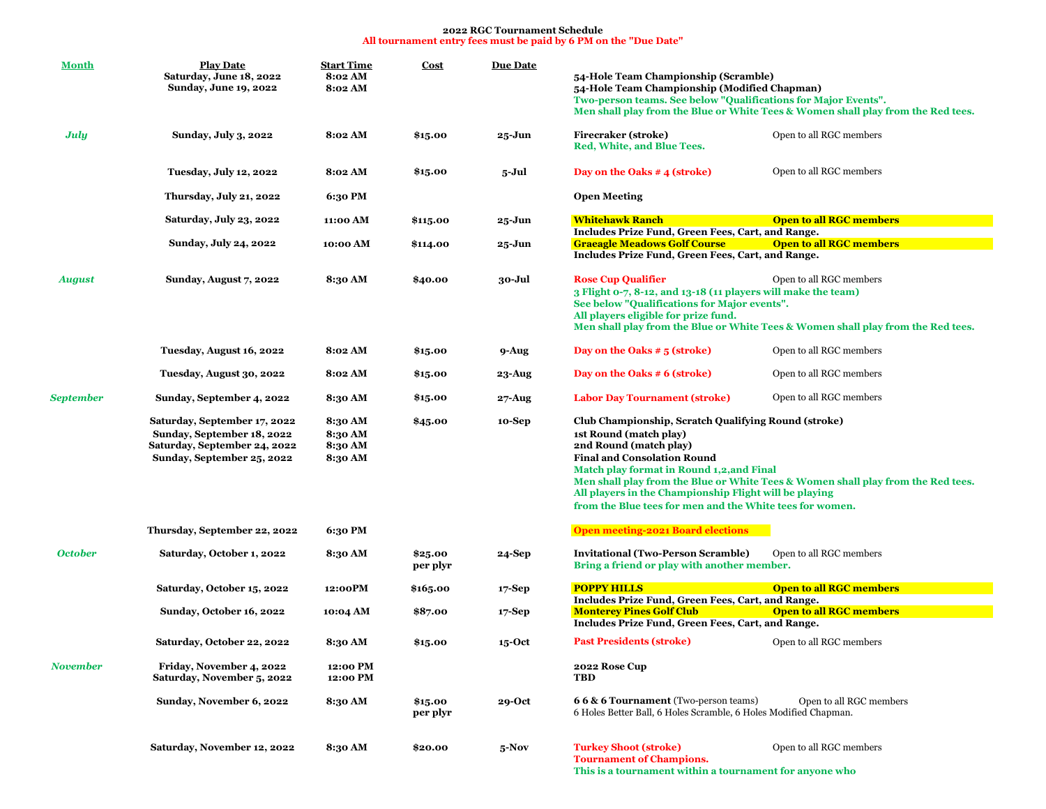**2022 RGC Tournament Schedule**
**All tournament entry fees must be paid by 6 PM on the "Due Date"**

| Month | Play Date | Start Time | Cost | Due Date | Event | |
|---|---|---|---|---|---|---|
| | **Saturday, June 18, 2022**<br>**Sunday, June 19, 2022** | **8:02 AM**<br>**8:02 AM** | | | **54-Hole Team Championship (Scramble)**<br>**54-Hole Team Championship (Modified Chapman)**<br>**Two-person teams. See below "Qualifications for Major Events".**<br>**Men shall play from the Blue or White Tees & Women shall play from the Red tees.** | |
| ***July*** | **Sunday, July 3, 2022** | **8:02 AM** | **$15.00** | **25-Jun** | **Firecraker (stroke)**<br>**Red, White, and Blue Tees.** | Open to all RGC members |
| | **Tuesday, July 12, 2022** | **8:02 AM** | **$15.00** | **5-Jul** | **Day on the Oaks # 4 (stroke)** | Open to all RGC members |
| | **Thursday, July 21, 2022** | **6:30 PM** | | | **Open Meeting** | |
| | **Saturday, July 23, 2022** | **11:00 AM** | **$115.00** | **25-Jun** | **Whitehawk Ranch**<br>**Includes Prize Fund, Green Fees, Cart, and Range.** | **Open to all RGC members** |
| | **Sunday, July 24, 2022** | **10:00 AM** | **$114.00** | **25-Jun** | **Graeagle Meadows Golf Course**<br>**Includes Prize Fund, Green Fees, Cart, and Range.** | **Open to all RGC members** |
| ***August*** | **Sunday, August 7, 2022** | **8:30 AM** | **$40.00** | **30-Jul** | **Rose Cup Qualifier**<br>**3 Flight 0-7, 8-12, and 13-18 (11 players will make the team)**<br>**See below "Qualifications for Major events".**<br>**All players eligible for prize fund.**<br>**Men shall play from the Blue or White Tees & Women shall play from the Red tees.** | Open to all RGC members |
| | **Tuesday, August 16, 2022** | **8:02 AM** | **$15.00** | **9-Aug** | **Day on the Oaks # 5 (stroke)** | Open to all RGC members |
| | **Tuesday, August 30, 2022** | **8:02 AM** | **$15.00** | **23-Aug** | **Day on the Oaks # 6 (stroke)** | Open to all RGC members |
| ***September*** | **Sunday, September 4, 2022** | **8:30 AM** | **$15.00** | **27-Aug** | **Labor Day Tournament (stroke)** | Open to all RGC members |
| | **Saturday, September 17, 2022**<br>**Sunday, September 18, 2022**<br>**Saturday, September 24, 2022**<br>**Sunday, September 25, 2022** | **8:30 AM**<br>**8:30 AM**<br>**8:30 AM**<br>**8:30 AM** | **$45.00** | **10-Sep** | **Club Championship, Scratch Qualifying Round (stroke)**<br>**1st Round (match play)**<br>**2nd Round (match play)**<br>**Final and Consolation Round**<br>**Match play format in Round 1,2,and Final**<br>**Men shall play from the Blue or White Tees & Women shall play from the Red tees.**<br>**All players in the Championship Flight will be playing**<br>**from the Blue tees for men and the White tees for women.** | |
| | **Thursday, September 22, 2022** | **6:30 PM** | | | **Open meeting-2021 Board elections** | |
| ***October*** | **Saturday, October 1, 2022** | **8:30 AM** | **$25.00 per plyr** | **24-Sep** | **Invitational (Two-Person Scramble)**<br>**Bring a friend or play with another member.** | Open to all RGC members |
| | **Saturday, October 15, 2022** | **12:00PM** | **$165.00** | **17-Sep** | **POPPY HILLS**<br>**Includes Prize Fund, Green Fees, Cart, and Range.** | **Open to all RGC members** |
| | **Sunday, October 16, 2022** | **10:04 AM** | **$87.00** | **17-Sep** | **Monterey Pines Golf Club**<br>**Includes Prize Fund, Green Fees, Cart, and Range.** | **Open to all RGC members** |
| | **Saturday, October 22, 2022** | **8:30 AM** | **$15.00** | **15-Oct** | **Past Presidents (stroke)** | Open to all RGC members |
| ***November*** | **Friday, November 4, 2022**<br>**Saturday, November 5, 2022** | **12:00 PM**<br>**12:00 PM** | | | **2022 Rose Cup**<br>**TBD** | |
| | **Sunday, November 6, 2022** | **8:30 AM** | **$15.00 per plyr** | **29-Oct** | **6 6 & 6 Tournament** (Two-person teams)<br>6 Holes Better Ball, 6 Holes Scramble, 6 Holes Modified Chapman. | Open to all RGC members |
| | **Saturday, November 12, 2022** | **8:30 AM** | **$20.00** | **5-Nov** | **Turkey Shoot (stroke)**<br>**Tournament of Champions.**<br>**This is a tournament within a tournament for anyone who** | Open to all RGC members |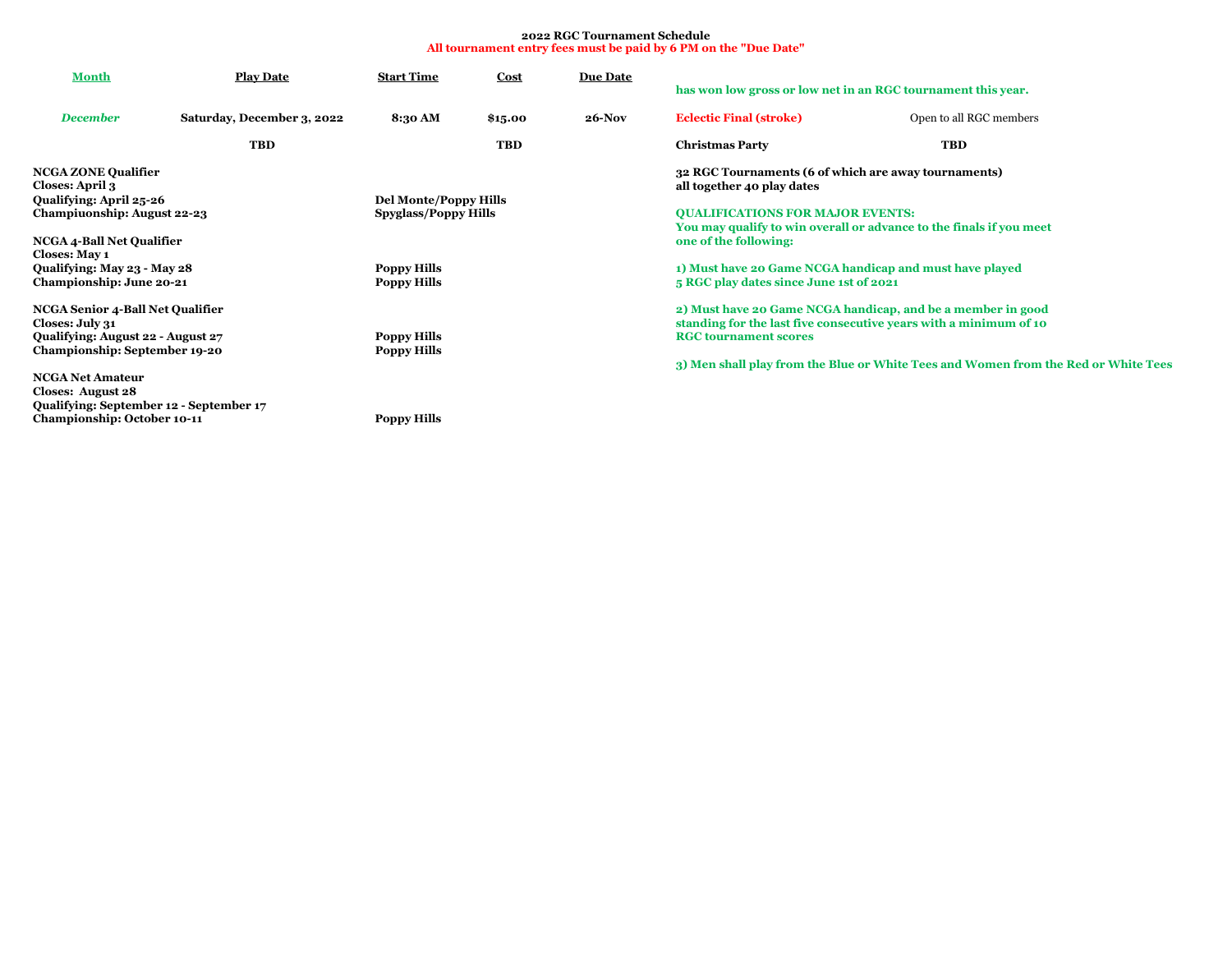**2022 RGC Tournament Schedule**
**All tournament entry fees must be paid by 6 PM on the "Due Date"**

| Month | Play Date | Start Time | Cost | Due Date | has won low gross or low net in an RGC tournament this year. | |
|---|---|---|---|---|---|---|
| *December* | Saturday, December 3, 2022 | 8:30 AM | $15.00 | 26-Nov | Eclectic Final (stroke) | Open to all RGC members |
| | TBD | | TBD | | Christmas Party | TBD |

**NCGA ZONE Qualifier**
**Closes: April 3**
**Qualifying: April 25-26** — **Del Monte/Poppy Hills**
**Champiuonship: August 22-23** — **Spyglass/Poppy Hills**

**NCGA 4-Ball Net Qualifier**
**Closes: May 1**
**Qualifying: May 23 - May 28** — **Poppy Hills**
**Championship: June 20-21** — **Poppy Hills**

**NCGA Senior 4-Ball Net Qualifier**
**Closes: July 31**
**Qualifying: August 22 - August 27** — **Poppy Hills**
**Championship: September 19-20** — **Poppy Hills**

**NCGA Net Amateur**
**Closes: August 28**
**Qualifying: September 12 - September 17**
**Championship: October 10-11** — **Poppy Hills**

**32 RGC Tournaments (6 of which are away tournaments)**
**all together 40 play dates**

**QUALIFICATIONS FOR MAJOR EVENTS:**
**You may qualify to win overall or advance to the finals if you meet one of the following:**

**1) Must have 20 Game NCGA handicap and must have played 5 RGC play dates since June 1st of 2021**

**2) Must have 20 Game NCGA handicap, and be a member in good standing for the last five consecutive years with a minimum of 10 RGC tournament scores**

**3) Men shall play from the Blue or White Tees and Women from the Red or White Tees**